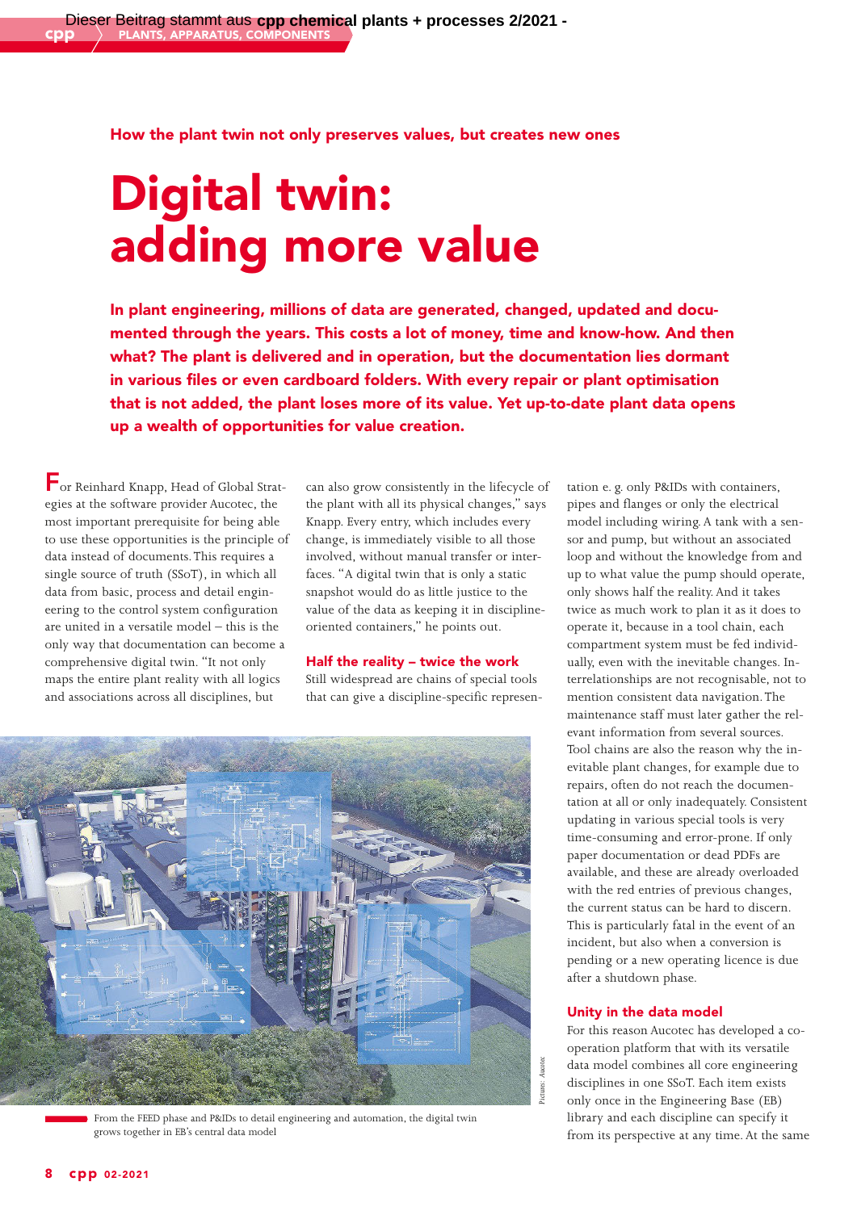How the plant twin not only preserves values, but creates new ones

# Digital twin: adding more value

**In plant engineering, millions of data are generated, changed, updated and documented through the years. This costs a lot of money, time and know-how. And then what? The plant is delivered and in operation, but the documentation lies dormant in various files or even cardboard folders. With every repair or plant optimisation that is not added, the plant loses more of its value. Yet up-to-date plant data opens up a wealth of opportunities for value creation.**

For Reinhard Knapp, Head of Global Strategies at the software provider Aucotec, the most important prerequisite for being able to use these opportunities is the principle of data instead of documents. This requires a single source of truth (SSoT), in which all data from basic, process and detail engineering to the control system configuration are united in a versatile model – this is the only way that documentation can become a comprehensive digital twin. "It not only maps the entire plant reality with all logics and associations across all disciplines, but can also grow consistently in the lifecycle of the plant with all its physical changes," says Knapp. Every entry, which includes every change, is immediately visible to all those involved, without manual transfer or interfaces. "A digital twin that is only a static snapshot would do as little justice to the value of the data as keeping it in discipline-oriented containers," he points out.

## Half the reality – twice the work

Still widespread are chains of special tools that can give a discipline-specific representation e. g. only P&IDs with containers, pipes and flanges or only the electrical model including wiring. A tank with a sensor and pump, but without an associated loop and without the knowledge from and up to what value the pump should operate, only shows half the reality. And it takes twice as much work to plan it as it does to operate it, because in a tool chain, each compartment system must be fed individually, even with the inevitable changes. Interrelationships are not recognisable, not to mention consistent data navigation. The maintenance staff must later gather the relevant information from several sources. Tool chains are also the reason why the inevitable plant changes, for example due to repairs, often do not reach the documentation at all or only inadequately. Consistent updating in various special tools is very time-consuming and error-prone. If only paper documentation or dead PDFs are available, and these are already overloaded with the red entries of previous changes, the current status can be hard to discern. This is particularly fatal in the event of an incident, but also when a conversion is pending or a new operating licence is due after a shutdown phase.

From the FEED phase and P&IDs to detail engineering and automation, the digital twin grows together in EB's central data model

Pictures: Aucotec

## Unity in the data model

For this reason Aucotec has developed a cooperation platform that with its versatile data model combines all core engineering disciplines in one SSoT. Each item exists only once in the Engineering Base (EB) library and each discipline can specify it from its perspective at any time. At the same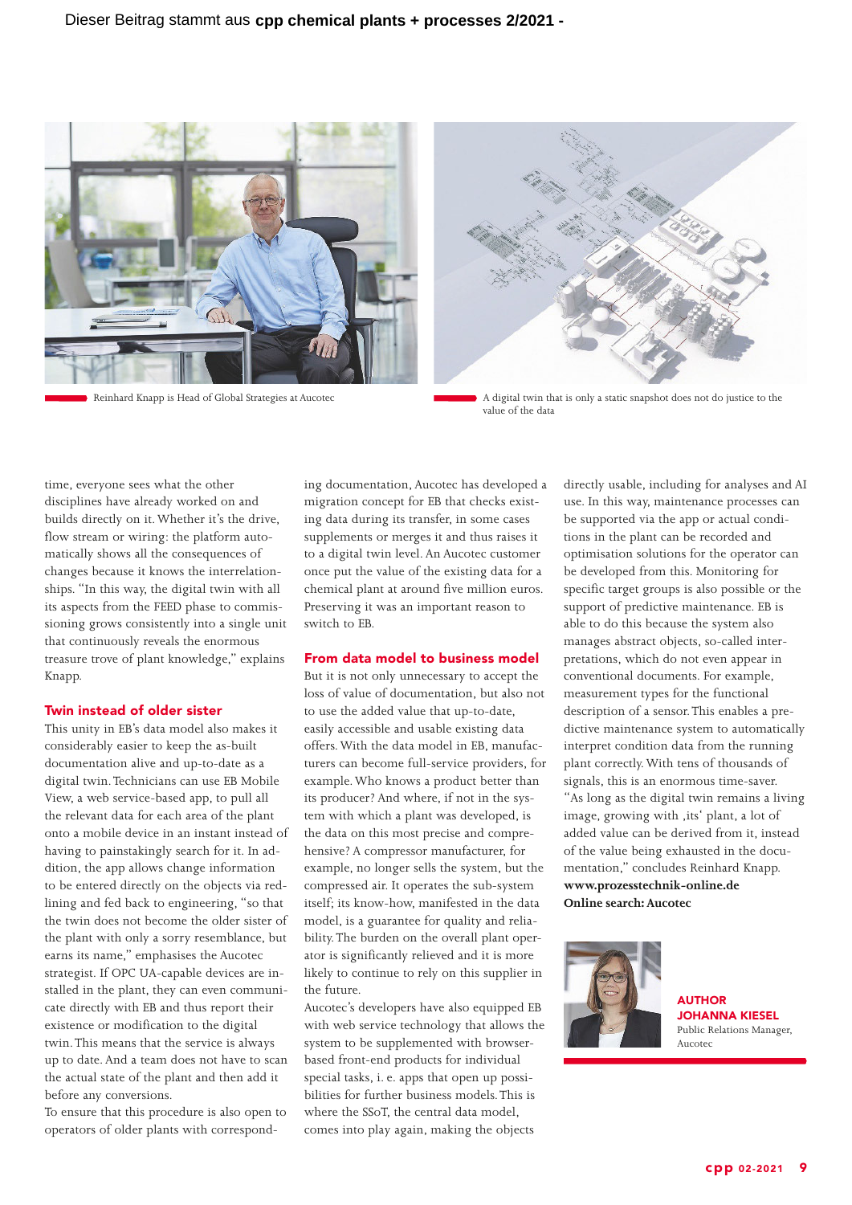Reinhard Knapp is Head of Global Strategies at Aucotec

A digital twin that is only a static snapshot does not do justice to the value of the data

time, everyone sees what the other disciplines have already worked on and builds directly on it. Whether it's the drive, flow stream or wiring: the platform automatically shows all the consequences of changes because it knows the interrelationships. "In this way, the digital twin with all its aspects from the FEED phase to commissioning grows consistently into a single unit that continuously reveals the enormous treasure trove of plant knowledge," explains Knapp.

## Twin instead of older sister

This unity in EB's data model also makes it considerably easier to keep the as-built documentation alive and up-to-date as a digital twin. Technicians can use EB Mobile View, a web service-based app, to pull all the relevant data for each area of the plant onto a mobile device in an instant instead of having to painstakingly search for it. In addition, the app allows change information to be entered directly on the objects via redlining and fed back to engineering, "so that the twin does not become the older sister of the plant with only a sorry resemblance, but earns its name," emphasises the Aucotec strategist. If OPC UA-capable devices are installed in the plant, they can even communicate directly with EB and thus report their existence or modification to the digital twin. This means that the service is always up to date. And a team does not have to scan the actual state of the plant and then add it before any conversions.

To ensure that this procedure is also open to operators of older plants with corresponding documentation, Aucotec has developed a migration concept for EB that checks existing data during its transfer, in some cases supplements or merges it and thus raises it to a digital twin level. An Aucotec customer once put the value of the existing data for a chemical plant at around five million euros. Preserving it was an important reason to switch to EB.

## From data model to business model

But it is not only unnecessary to accept the loss of value of documentation, but also not to use the added value that up-to-date, easily accessible and usable existing data offers. With the data model in EB, manufacturers can become full-service providers, for example. Who knows a product better than its producer? And where, if not in the system with which a plant was developed, is the data on this most precise and comprehensive? A compressor manufacturer, for example, no longer sells the system, but the compressed air. It operates the sub-system itself; its know-how, manifested in the data model, is a guarantee for quality and reliability. The burden on the overall plant operator is significantly relieved and it is more likely to continue to rely on this supplier in the future.

Aucotec's developers have also equipped EB with web service technology that allows the system to be supplemented with browser-based front-end products for individual special tasks, i. e. apps that open up possibilities for further business models. This is where the SSoT, the central data model, comes into play again, making the objects directly usable, including for analyses and AI use. In this way, maintenance processes can be supported via the app or actual conditions in the plant can be recorded and optimisation solutions for the operator can be developed from this. Monitoring for specific target groups is also possible or the support of predictive maintenance. EB is able to do this because the system also manages abstract objects, so-called interpretations, which do not even appear in conventional documents. For example, measurement types for the functional description of a sensor. This enables a predictive maintenance system to automatically interpret condition data from the running plant correctly. With tens of thousands of signals, this is an enormous time-saver. "As long as the digital twin remains a living image, growing with ‚its' plant, a lot of added value can be derived from it, instead of the value being exhausted in the documentation," concludes Reinhard Knapp.

**www.prozesstechnik-online.de**

**Online search: Aucotec**

**AUTHOR**
**JOHANNA KIESEL**
Public Relations Manager, Aucotec